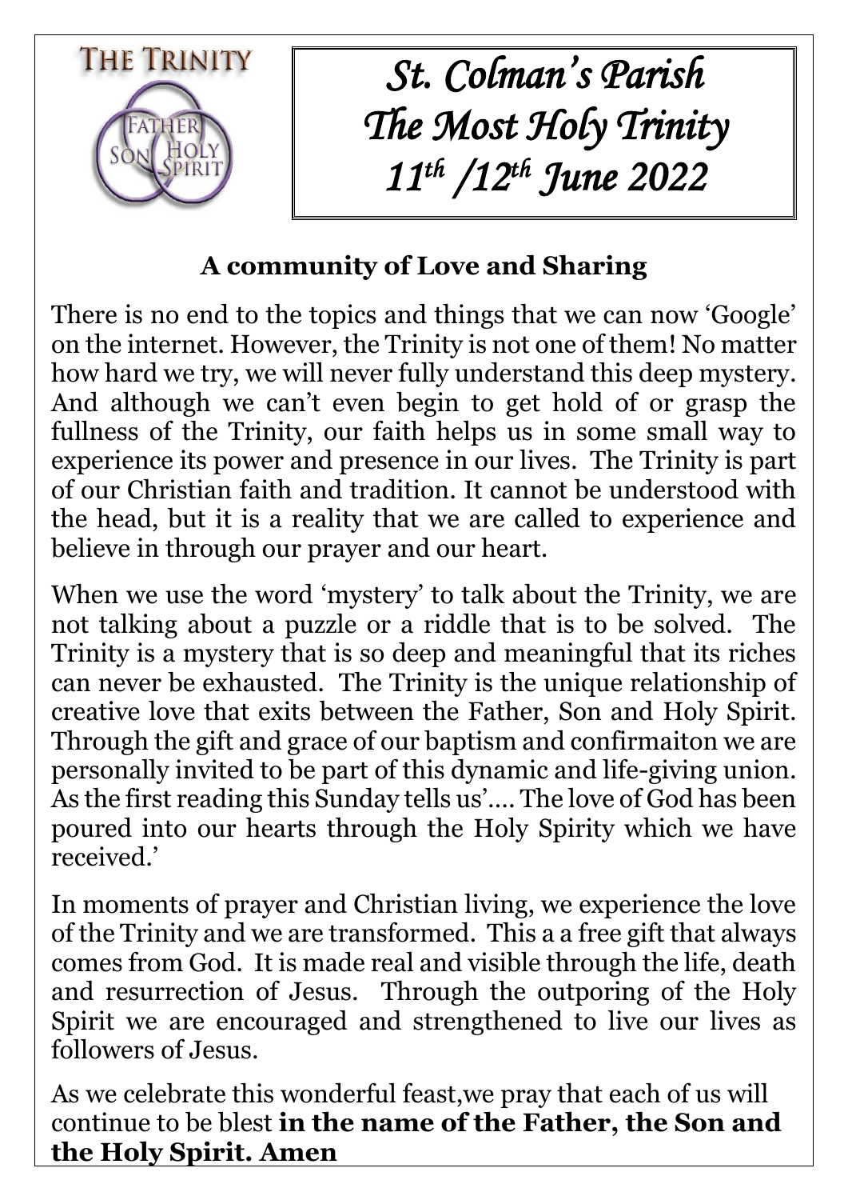THE TRINITY

FATHER SON HOLY SPIRIT

# *St. Colman's Parish*
# *The Most Holy Trinity*
# *11th /12th June 2022*

## A community of Love and Sharing

There is no end to the topics and things that we can now 'Google' on the internet. However, the Trinity is not one of them! No matter how hard we try, we will never fully understand this deep mystery. And although we can't even begin to get hold of or grasp the fullness of the Trinity, our faith helps us in some small way to experience its power and presence in our lives. The Trinity is part of our Christian faith and tradition. It cannot be understood with the head, but it is a reality that we are called to experience and believe in through our prayer and our heart.

When we use the word 'mystery' to talk about the Trinity, we are not talking about a puzzle or a riddle that is to be solved. The Trinity is a mystery that is so deep and meaningful that its riches can never be exhausted. The Trinity is the unique relationship of creative love that exits between the Father, Son and Holy Spirit. Through the gift and grace of our baptism and confirmaiton we are personally invited to be part of this dynamic and life-giving union. As the first reading this Sunday tells us'…. The love of God has been poured into our hearts through the Holy Spirity which we have received.'

In moments of prayer and Christian living, we experience the love of the Trinity and we are transformed. This a a free gift that always comes from God. It is made real and visible through the life, death and resurrection of Jesus. Through the outporing of the Holy Spirit we are encouraged and strengthened to live our lives as followers of Jesus.

As we celebrate this wonderful feast,we pray that each of us will continue to be blest **in the name of the Father, the Son and the Holy Spirit. Amen**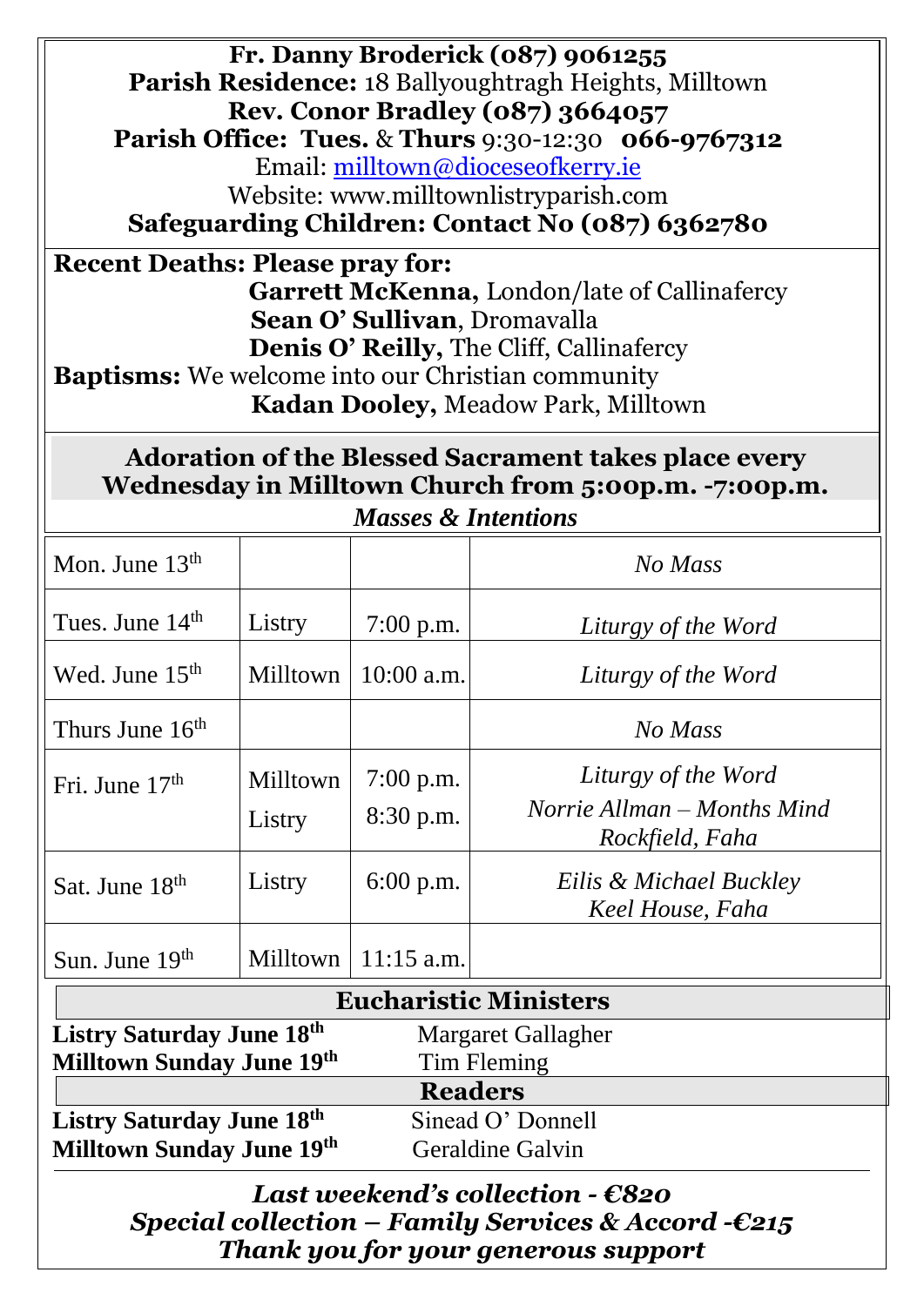**Fr. Danny Broderick (087) 9061255**
**Parish Residence:** 18 Ballyoughtragh Heights, Milltown
**Rev. Conor Bradley (087) 3664057**
**Parish Office: Tues.** & **Thurs** 9:30-12:30 **066-9767312**
Email: milltown@dioceseofkerry.ie
Website: www.milltownlistryparish.com
**Safeguarding Children: Contact No (087) 6362780**

**Recent Deaths: Please pray for:**

**Garrett McKenna,** London/late of Callinafercy
**Sean O' Sullivan**, Dromavalla
**Denis O' Reilly,** The Cliff, Callinafercy

**Baptisms:** We welcome into our Christian community

**Kadan Dooley,** Meadow Park, Milltown

**Adoration of the Blessed Sacrament takes place every Wednesday in Milltown Church from 5:00p.m. -7:00p.m.**

***Masses & Intentions***

| | | | |
|---|---|---|---|
| Mon. June 13th | | | *No Mass* |
| Tues. June 14th | Listry | 7:00 p.m. | *Liturgy of the Word* |
| Wed. June 15th | Milltown | 10:00 a.m. | *Liturgy of the Word* |
| Thurs June 16th | | | *No Mass* |
| Fri. June 17th | Milltown<br>Listry | 7:00 p.m.<br>8:30 p.m. | *Liturgy of the Word*<br>*Norrie Allman – Months Mind Rockfield, Faha* |
| Sat. June 18th | Listry | 6:00 p.m. | *Eilis & Michael Buckley Keel House, Faha* |
| Sun. June 19th | Milltown | 11:15 a.m. | |

**Eucharistic Ministers**

**Listry Saturday June 18th** Margaret Gallagher
**Milltown Sunday June 19th** Tim Fleming

**Readers**

**Listry Saturday June 18th** Sinead O' Donnell
**Milltown Sunday June 19th** Geraldine Galvin

***Last weekend's collection - €820***
***Special collection – Family Services & Accord -€215***
***Thank you for your generous support***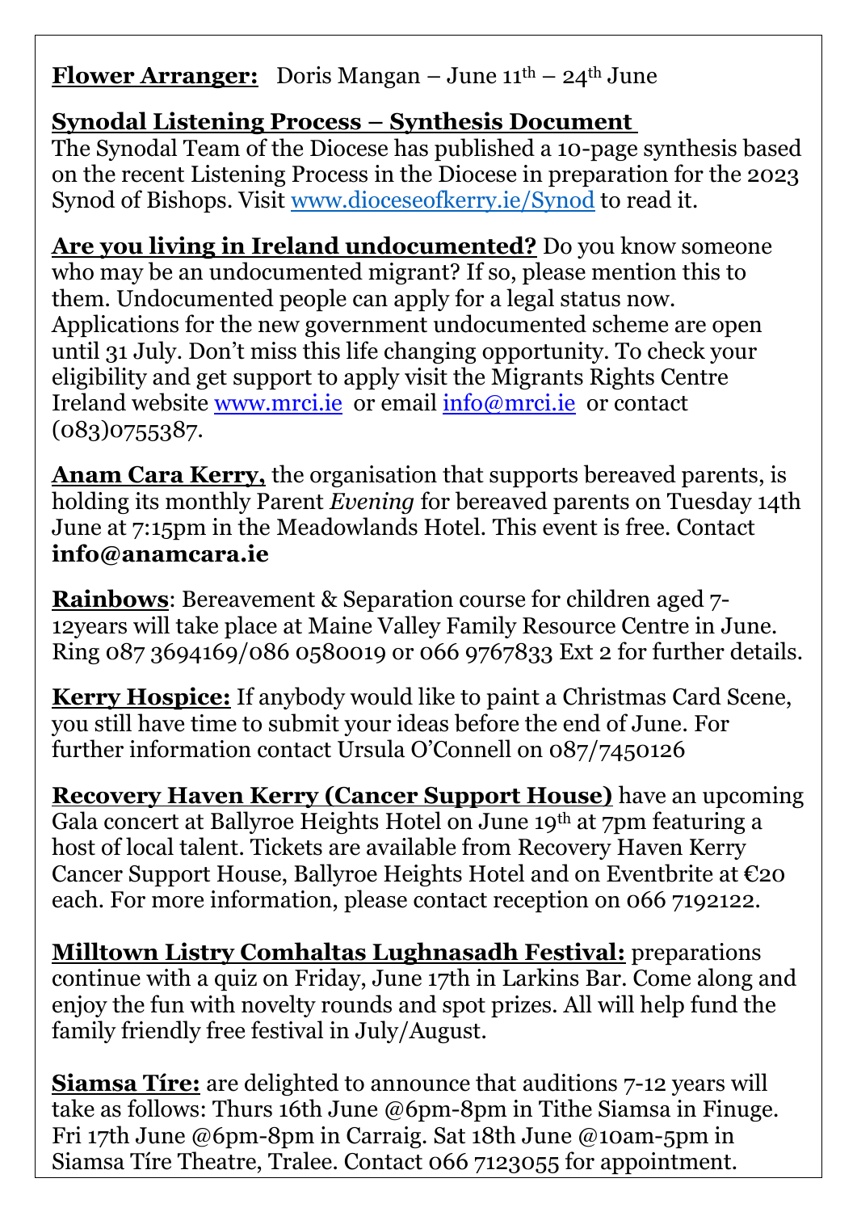**Flower Arranger:** Doris Mangan – June 11th – 24th June

**Synodal Listening Process – Synthesis Document**
The Synodal Team of the Diocese has published a 10-page synthesis based on the recent Listening Process in the Diocese in preparation for the 2023 Synod of Bishops. Visit www.dioceseofkerry.ie/Synod to read it.

**Are you living in Ireland undocumented?** Do you know someone who may be an undocumented migrant? If so, please mention this to them. Undocumented people can apply for a legal status now. Applications for the new government undocumented scheme are open until 31 July. Don't miss this life changing opportunity. To check your eligibility and get support to apply visit the Migrants Rights Centre Ireland website www.mrci.ie or email info@mrci.ie or contact (083)0755387.

**Anam Cara Kerry,** the organisation that supports bereaved parents, is holding its monthly Parent *Evening* for bereaved parents on Tuesday 14th June at 7:15pm in the Meadowlands Hotel. This event is free. Contact **info@anamcara.ie**

**Rainbows**: Bereavement & Separation course for children aged 7-12years will take place at Maine Valley Family Resource Centre in June. Ring 087 3694169/086 0580019 or 066 9767833 Ext 2 for further details.

**Kerry Hospice:** If anybody would like to paint a Christmas Card Scene, you still have time to submit your ideas before the end of June. For further information contact Ursula O'Connell on 087/7450126

**Recovery Haven Kerry (Cancer Support House)** have an upcoming Gala concert at Ballyroe Heights Hotel on June 19th at 7pm featuring a host of local talent. Tickets are available from Recovery Haven Kerry Cancer Support House, Ballyroe Heights Hotel and on Eventbrite at €20 each. For more information, please contact reception on 066 7192122.

**Milltown Listry Comhaltas Lughnasadh Festival:** preparations continue with a quiz on Friday, June 17th in Larkins Bar. Come along and enjoy the fun with novelty rounds and spot prizes. All will help fund the family friendly free festival in July/August.

**Siamsa Tíre:** are delighted to announce that auditions 7-12 years will take as follows: Thurs 16th June @6pm-8pm in Tithe Siamsa in Finuge. Fri 17th June @6pm-8pm in Carraig. Sat 18th June @10am-5pm in Siamsa Tíre Theatre, Tralee. Contact 066 7123055 for appointment.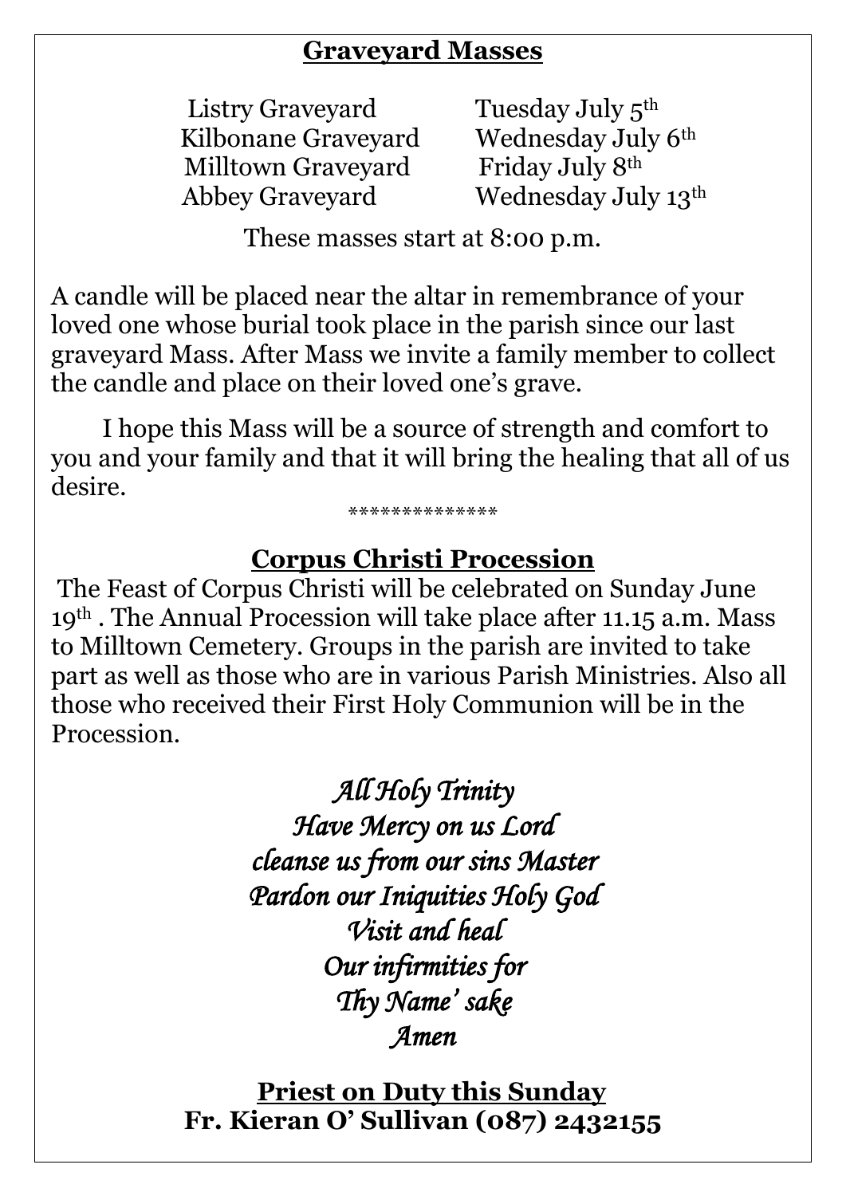## Graveyard Masses

| | |
|---|---|
| Listry Graveyard | Tuesday July 5th |
| Kilbonane Graveyard | Wednesday July 6th |
| Milltown Graveyard | Friday July 8th |
| Abbey Graveyard | Wednesday July 13th |

These masses start at 8:00 p.m.

A candle will be placed near the altar in remembrance of your loved one whose burial took place in the parish since our last graveyard Mass. After Mass we invite a family member to collect the candle and place on their loved one's grave.

I hope this Mass will be a source of strength and comfort to you and your family and that it will bring the healing that all of us desire.

**************

## Corpus Christi Procession

The Feast of Corpus Christi will be celebrated on Sunday June 19th . The Annual Procession will take place after 11.15 a.m. Mass to Milltown Cemetery. Groups in the parish are invited to take part as well as those who are in various Parish Ministries. Also all those who received their First Holy Communion will be in the Procession.

*All Holy Trinity*
*Have Mercy on us Lord*
*cleanse us from our sins Master*
*Pardon our Iniquities Holy God*
*Visit and heal*
*Our infirmities for*
*Thy Name' sake*
*Amen*

## Priest on Duty this Sunday

**Fr. Kieran O' Sullivan (087) 2432155**